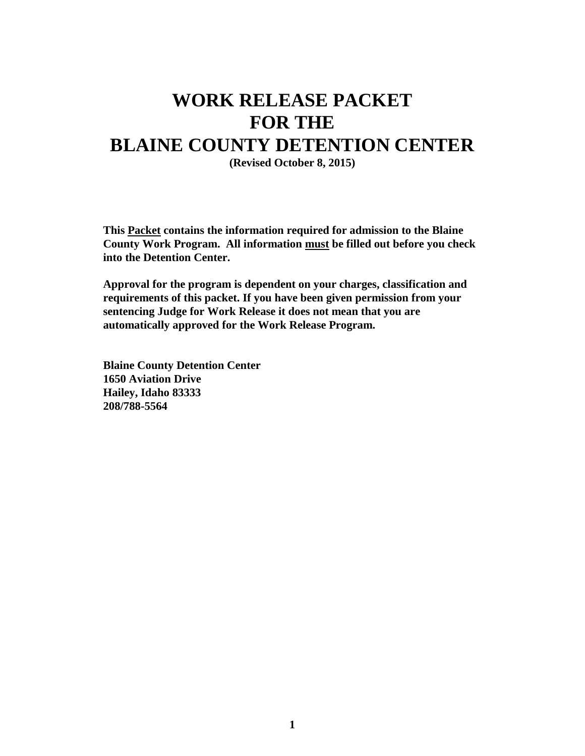# WORK RELEASE PACKET
# FOR THE
# BLAINE COUNTY DETENTION CENTER

**(Revised October 8, 2015)**

**This <u>Packet</u> contains the information required for admission to the Blaine County Work Program. All information <u>must</u> be filled out before you check into the Detention Center.**

**Approval for the program is dependent on your charges, classification and requirements of this packet. If you have been given permission from your sentencing Judge for Work Release it does not mean that you are automatically approved for the Work Release Program.**

**Blaine County Detention Center**
**1650 Aviation Drive**
**Hailey, Idaho 83333**
**208/788-5564**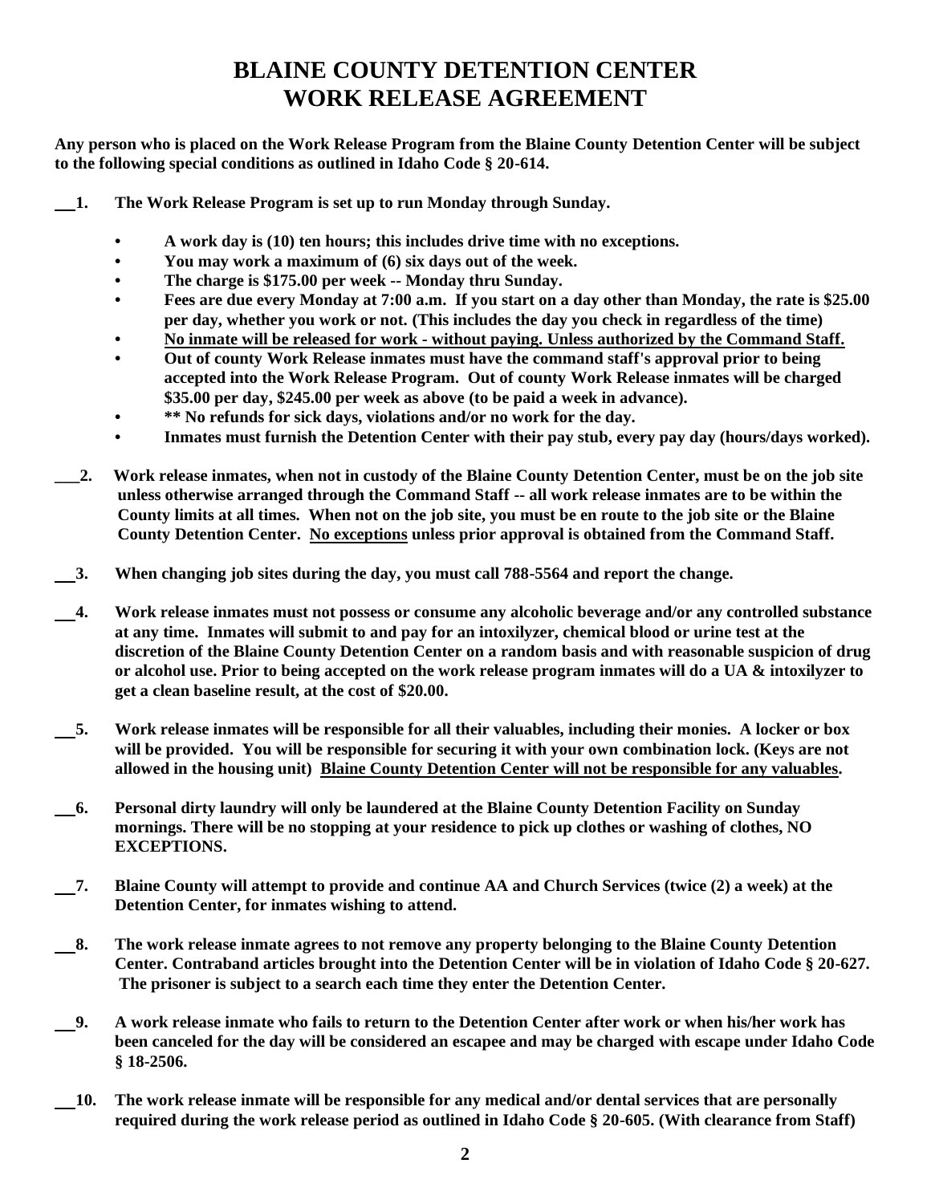# BLAINE COUNTY DETENTION CENTER
# WORK RELEASE AGREEMENT

**Any person who is placed on the Work Release Program from the Blaine County Detention Center will be subject to the following special conditions as outlined in Idaho Code § 20-614.**

\_\_**1. The Work Release Program is set up to run Monday through Sunday.**

- **A work day is (10) ten hours; this includes drive time with no exceptions.**
- **You may work a maximum of (6) six days out of the week.**
- **The charge is $175.00 per week -- Monday thru Sunday.**
- **Fees are due every Monday at 7:00 a.m. If you start on a day other than Monday, the rate is $25.00 per day, whether you work or not. (This includes the day you check in regardless of the time)**
- **<u>No inmate will be released for work - without paying. Unless authorized by the Command Staff.</u>**
- **Out of county Work Release inmates must have the command staff's approval prior to being accepted into the Work Release Program. Out of county Work Release inmates will be charged $35.00 per day, $245.00 per week as above (to be paid a week in advance).**
- **\*\* No refunds for sick days, violations and/or no work for the day.**
- **Inmates must furnish the Detention Center with their pay stub, every pay day (hours/days worked).**

\_\_**2. Work release inmates, when not in custody of the Blaine County Detention Center, must be on the job site unless otherwise arranged through the Command Staff -- all work release inmates are to be within the County limits at all times. When not on the job site, you must be en route to the job site or the Blaine County Detention Center. <u>No exceptions</u> unless prior approval is obtained from the Command Staff.**

\_\_**3. When changing job sites during the day, you must call 788-5564 and report the change.**

\_\_**4. Work release inmates must not possess or consume any alcoholic beverage and/or any controlled substance at any time. Inmates will submit to and pay for an intoxilyzer, chemical blood or urine test at the discretion of the Blaine County Detention Center on a random basis and with reasonable suspicion of drug or alcohol use. Prior to being accepted on the work release program inmates will do a UA & intoxilyzer to get a clean baseline result, at the cost of $20.00.**

\_\_**5. Work release inmates will be responsible for all their valuables, including their monies. A locker or box will be provided. You will be responsible for securing it with your own combination lock. (Keys are not allowed in the housing unit) <u>Blaine County Detention Center will not be responsible for any valuables</u>.**

\_\_**6. Personal dirty laundry will only be laundered at the Blaine County Detention Facility on Sunday mornings. There will be no stopping at your residence to pick up clothes or washing of clothes, NO EXCEPTIONS.**

\_\_**7. Blaine County will attempt to provide and continue AA and Church Services (twice (2) a week) at the Detention Center, for inmates wishing to attend.**

\_\_**8. The work release inmate agrees to not remove any property belonging to the Blaine County Detention Center. Contraband articles brought into the Detention Center will be in violation of Idaho Code § 20-627. The prisoner is subject to a search each time they enter the Detention Center.**

\_\_**9. A work release inmate who fails to return to the Detention Center after work or when his/her work has been canceled for the day will be considered an escapee and may be charged with escape under Idaho Code § 18-2506.**

\_\_**10. The work release inmate will be responsible for any medical and/or dental services that are personally required during the work release period as outlined in Idaho Code § 20-605. (With clearance from Staff)**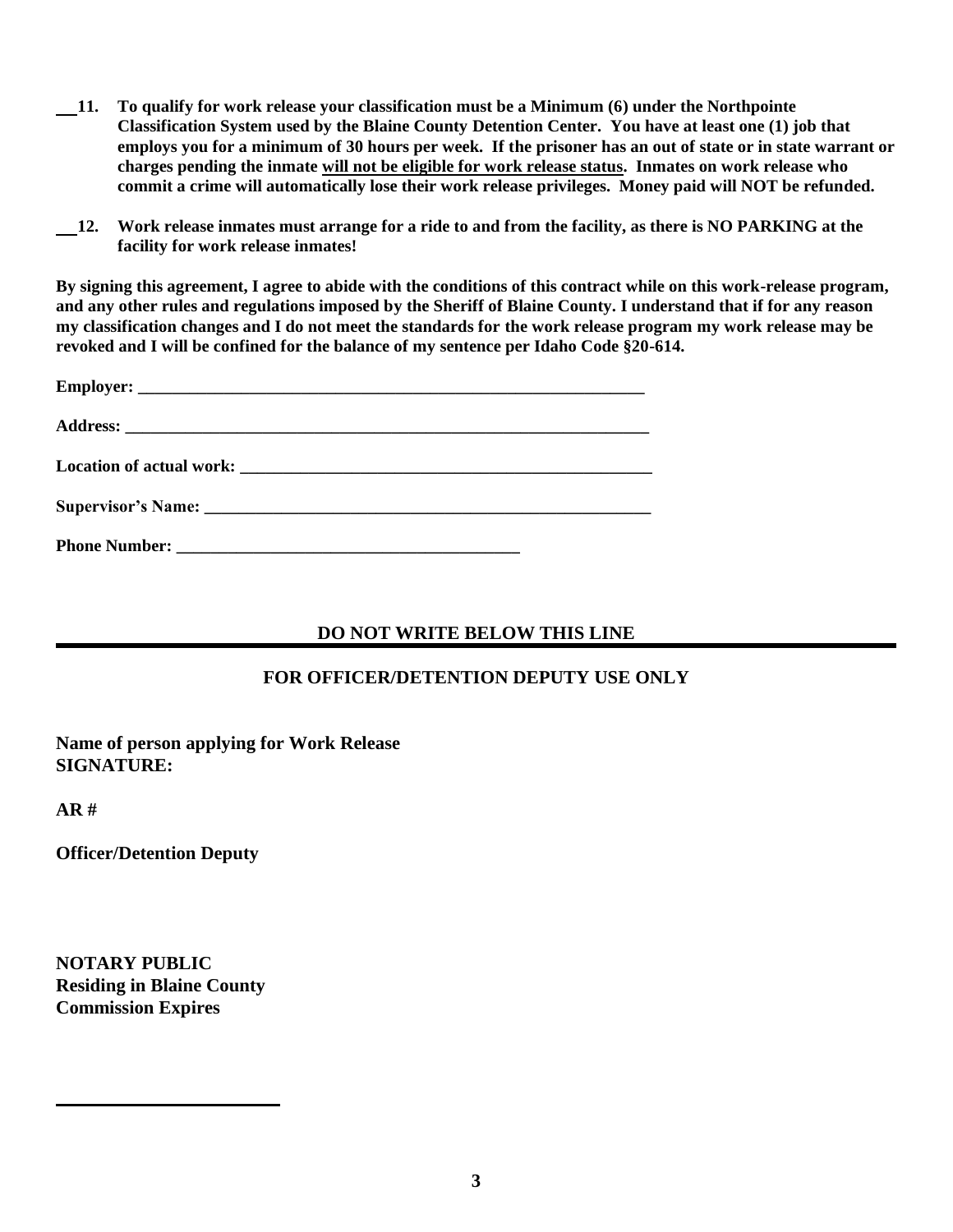\_\_**11. To qualify for work release your classification must be a Minimum (6) under the Northpointe Classification System used by the Blaine County Detention Center. You have at least one (1) job that employs you for a minimum of 30 hours per week. If the prisoner has an out of state or in state warrant or charges pending the inmate <u>will not be eligible for work release status</u>. Inmates on work release who commit a crime will automatically lose their work release privileges. Money paid will NOT be refunded.**

\_\_**12. Work release inmates must arrange for a ride to and from the facility, as there is NO PARKING at the facility for work release inmates!**

**By signing this agreement, I agree to abide with the conditions of this contract while on this work-release program, and any other rules and regulations imposed by the Sheriff of Blaine County. I understand that if for any reason my classification changes and I do not meet the standards for the work release program my work release may be revoked and I will be confined for the balance of my sentence per Idaho Code §20-614.**

**Employer:** \_\_\_\_\_\_\_\_\_\_\_\_\_\_\_\_\_\_\_\_\_\_\_\_\_\_\_\_\_\_\_\_\_\_\_\_\_\_\_\_\_\_\_\_\_\_\_\_\_\_\_\_\_\_\_\_\_\_\_\_\_\_

**Address:** \_\_\_\_\_\_\_\_\_\_\_\_\_\_\_\_\_\_\_\_\_\_\_\_\_\_\_\_\_\_\_\_\_\_\_\_\_\_\_\_\_\_\_\_\_\_\_\_\_\_\_\_\_\_\_\_\_\_\_\_\_\_\_

**Location of actual work:** \_\_\_\_\_\_\_\_\_\_\_\_\_\_\_\_\_\_\_\_\_\_\_\_\_\_\_\_\_\_\_\_\_\_\_\_\_\_\_\_\_\_\_\_\_\_\_\_\_\_

**Supervisor's Name:** \_\_\_\_\_\_\_\_\_\_\_\_\_\_\_\_\_\_\_\_\_\_\_\_\_\_\_\_\_\_\_\_\_\_\_\_\_\_\_\_\_\_\_\_\_\_\_\_\_\_\_\_\_\_\_

**Phone Number:** \_\_\_\_\_\_\_\_\_\_\_\_\_\_\_\_\_\_\_\_\_\_\_\_\_\_\_\_\_\_\_\_\_\_\_\_\_\_\_\_\_\_

**DO NOT WRITE BELOW THIS LINE**

---

**FOR OFFICER/DETENTION DEPUTY USE ONLY**

**Name of person applying for Work Release**
**SIGNATURE:**

**AR #**

**Officer/Detention Deputy**

**NOTARY PUBLIC**
**Residing in Blaine County**
**Commission Expires**

\_\_\_\_\_\_\_\_\_\_\_\_\_\_\_\_\_\_\_\_\_\_\_\_\_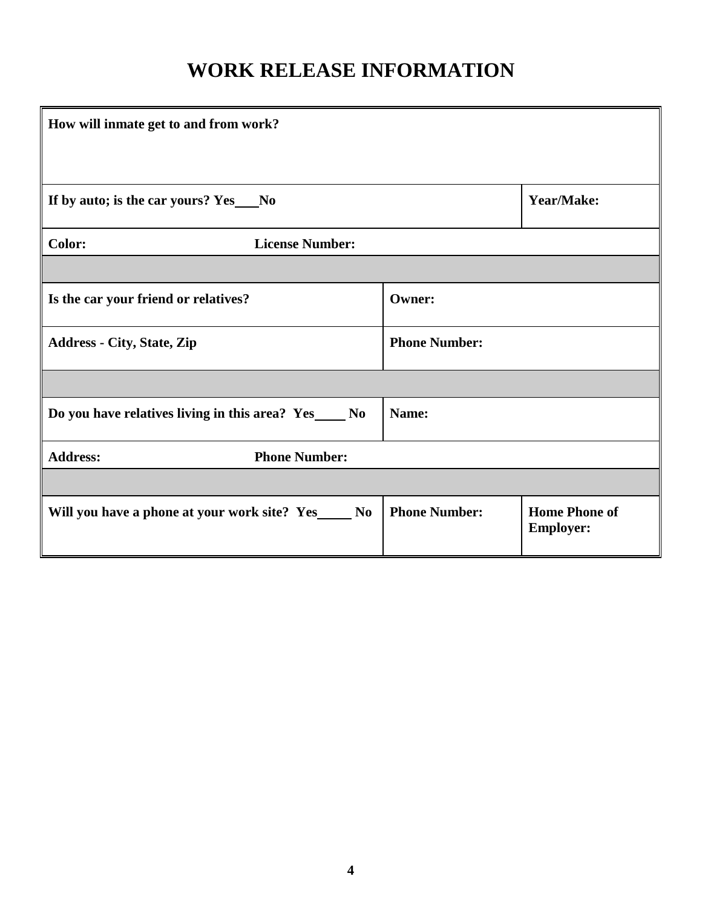# WORK RELEASE INFORMATION

| | | |
|---|---|---|
| **How will inmate get to and from work?** | | |
| **If by auto; is the car yours? Yes___No** | | **Year/Make:** |
| **Color:** **License Number:** | | |
| | | |
| **Is the car your friend or relatives?** | **Owner:** | |
| **Address - City, State, Zip** | **Phone Number:** | |
| | | |
| **Do you have relatives living in this area? Yes_____ No** | **Name:** | |
| **Address:** **Phone Number:** | | |
| | | |
| **Will you have a phone at your work site? Yes_____ No** | **Phone Number:** | **Home Phone of Employer:** |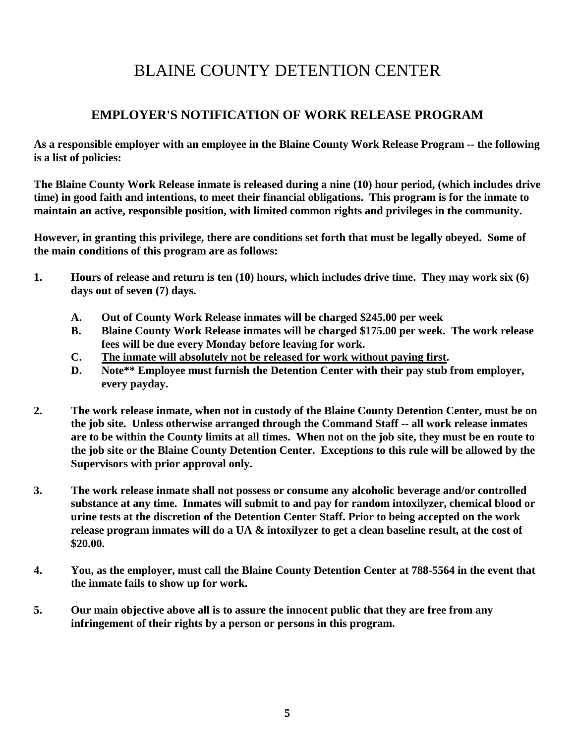# BLAINE COUNTY DETENTION CENTER

## EMPLOYER'S NOTIFICATION OF WORK RELEASE PROGRAM

**As a responsible employer with an employee in the Blaine County Work Release Program -- the following is a list of policies:**

**The Blaine County Work Release inmate is released during a nine (10) hour period, (which includes drive time) in good faith and intentions, to meet their financial obligations. This program is for the inmate to maintain an active, responsible position, with limited common rights and privileges in the community.**

**However, in granting this privilege, there are conditions set forth that must be legally obeyed. Some of the main conditions of this program are as follows:**

1. **Hours of release and return is ten (10) hours, which includes drive time. They may work six (6) days out of seven (7) days.**
   - **A. Out of County Work Release inmates will be charged $245.00 per week**
   - **B. Blaine County Work Release inmates will be charged $175.00 per week. The work release fees will be due every Monday before leaving for work.**
   - **C. <u>The inmate will absolutely not be released for work without paying first</u>.**
   - **D. Note** Employee must furnish the Detention Center with their pay stub from employer, every payday.**

2. **The work release inmate, when not in custody of the Blaine County Detention Center, must be on the job site. Unless otherwise arranged through the Command Staff -- all work release inmates are to be within the County limits at all times. When not on the job site, they must be en route to the job site or the Blaine County Detention Center. Exceptions to this rule will be allowed by the Supervisors with prior approval only.**

3. **The work release inmate shall not possess or consume any alcoholic beverage and/or controlled substance at any time. Inmates will submit to and pay for random intoxilyzer, chemical blood or urine tests at the discretion of the Detention Center Staff. Prior to being accepted on the work release program inmates will do a UA & intoxilyzer to get a clean baseline result, at the cost of $20.00.**

4. **You, as the employer, must call the Blaine County Detention Center at 788-5564 in the event that the inmate fails to show up for work.**

5. **Our main objective above all is to assure the innocent public that they are free from any infringement of their rights by a person or persons in this program.**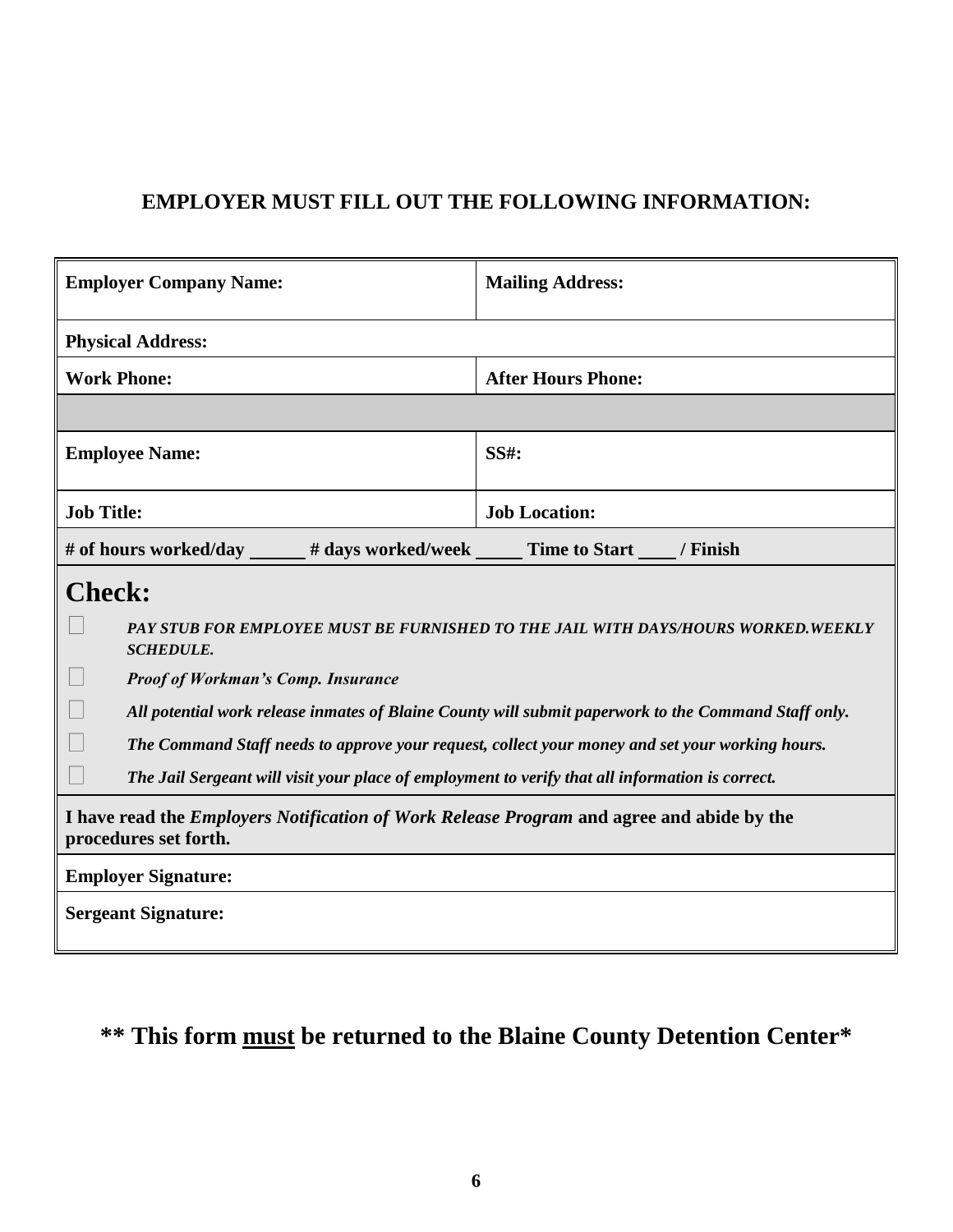## EMPLOYER MUST FILL OUT THE FOLLOWING INFORMATION:

| | |
|---|---|
| **Employer Company Name:** | **Mailing Address:** |
| **Physical Address:** | |
| **Work Phone:** | **After Hours Phone:** |
| | |
| **Employee Name:** | **SS#:** |
| **Job Title:** | **Job Location:** |
| **# of hours worked/day ______ # days worked/week _____ Time to Start ____ / Finish** | |

**Check:**

- ☐ ***PAY STUB FOR EMPLOYEE MUST BE FURNISHED TO THE JAIL WITH DAYS/HOURS WORKED.WEEKLY SCHEDULE.***
- ☐ ***Proof of Workman's Comp. Insurance***
- ☐ ***All potential work release inmates of Blaine County will submit paperwork to the Command Staff only.***
- ☐ ***The Command Staff needs to approve your request, collect your money and set your working hours.***
- ☐ ***The Jail Sergeant will visit your place of employment to verify that all information is correct.***

**I have read the *Employers Notification of Work Release Program* and agree and abide by the procedures set forth.**

**Employer Signature:**

**Sergeant Signature:**

## ** This form <u>must</u> be returned to the Blaine County Detention Center*